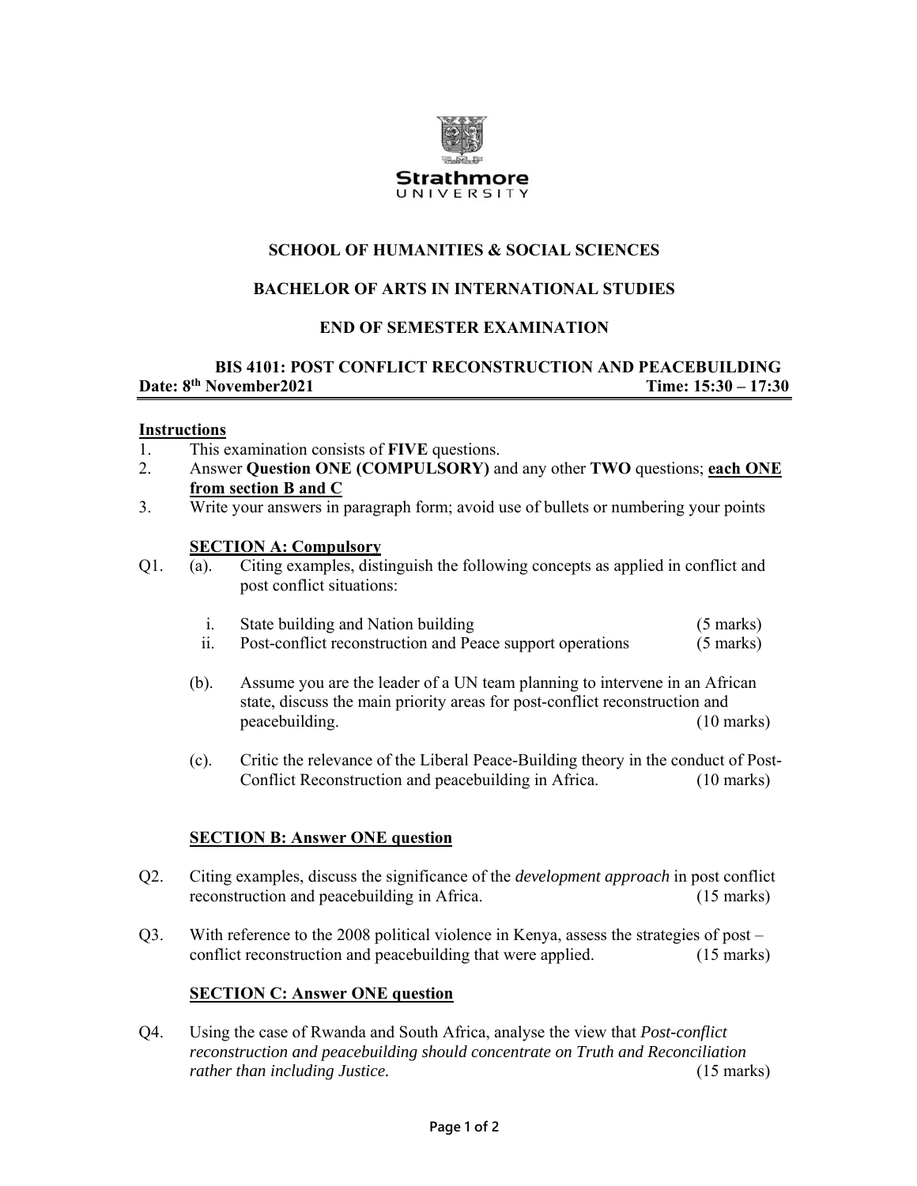Strathmore UNIVERSITY

## SCHOOL OF HUMANITIES & SOCIAL SCIENCES

## BACHELOR OF ARTS IN INTERNATIONAL STUDIES

## END OF SEMESTER EXAMINATION

## BIS 4101: POST CONFLICT RECONSTRUCTION AND PEACEBUILDING

**Date: 8th November2021** **Time: 15:30 – 17:30**

**Instructions**

1. This examination consists of **FIVE** questions.
2. Answer **Question ONE (COMPULSORY)** and any other **TWO** questions; **each ONE from section B and C**
3. Write your answers in paragraph form; avoid use of bullets or numbering your points

**SECTION A: Compulsory**

Q1. (a). Citing examples, distinguish the following concepts as applied in conflict and post conflict situations:

i. State building and Nation building (5 marks)

ii. Post-conflict reconstruction and Peace support operations (5 marks)

(b). Assume you are the leader of a UN team planning to intervene in an African state, discuss the main priority areas for post-conflict reconstruction and peacebuilding. (10 marks)

(c). Critic the relevance of the Liberal Peace-Building theory in the conduct of Post-Conflict Reconstruction and peacebuilding in Africa. (10 marks)

**SECTION B: Answer ONE question**

Q2. Citing examples, discuss the significance of the *development approach* in post conflict reconstruction and peacebuilding in Africa. (15 marks)

Q3. With reference to the 2008 political violence in Kenya, assess the strategies of post – conflict reconstruction and peacebuilding that were applied. (15 marks)

**SECTION C: Answer ONE question**

Q4. Using the case of Rwanda and South Africa, analyse the view that *Post-conflict reconstruction and peacebuilding should concentrate on Truth and Reconciliation rather than including Justice.* (15 marks)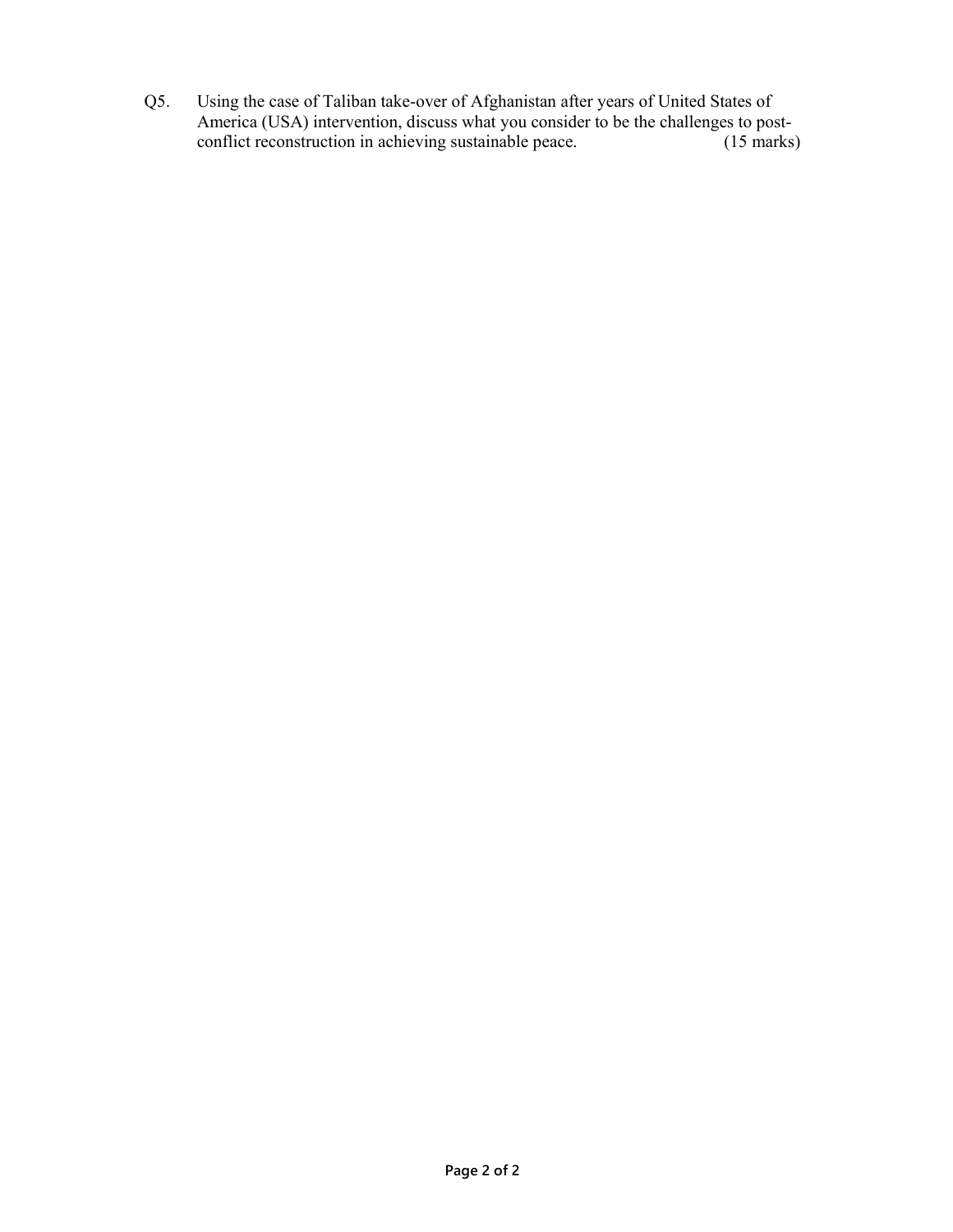Q5. Using the case of Taliban take-over of Afghanistan after years of United States of America (USA) intervention, discuss what you consider to be the challenges to post-conflict reconstruction in achieving sustainable peace. (15 marks)